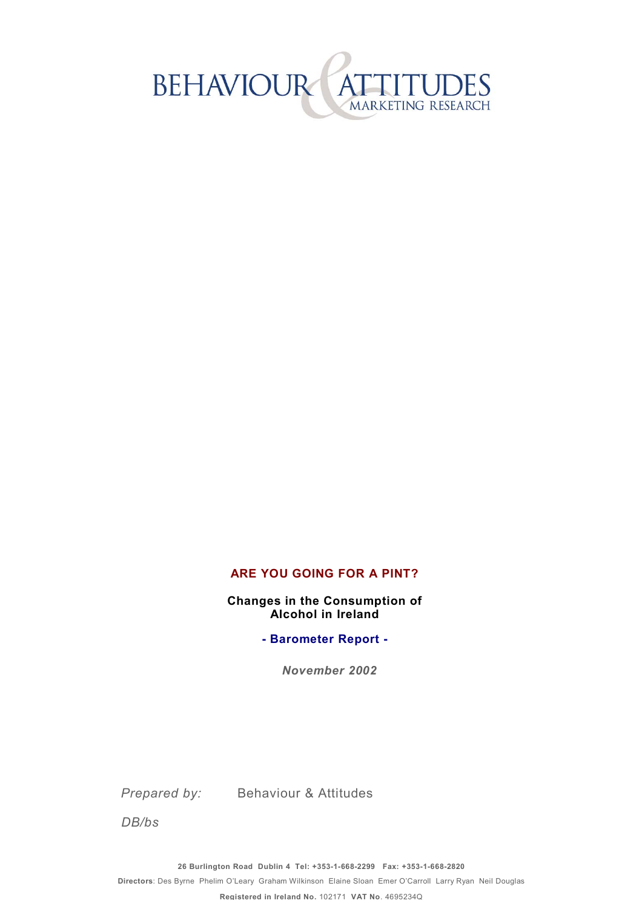BEHAVIOUR & ATTITUDES
MARKETING RESEARCH

# ARE YOU GOING FOR A PINT?

## Changes in the Consumption of Alcohol in Ireland

### - Barometer Report -

*November 2002*

*Prepared by:* Behaviour & Attitudes

*DB/bs*

**26 Burlington Road Dublin 4 Tel: +353-1-668-2299 Fax: +353-1-668-2820**

**Directors**: Des Byrne Phelim O'Leary Graham Wilkinson Elaine Sloan Emer O'Carroll Larry Ryan Neil Douglas

**Registered in Ireland No.** 102171 **VAT No**. 4695234Q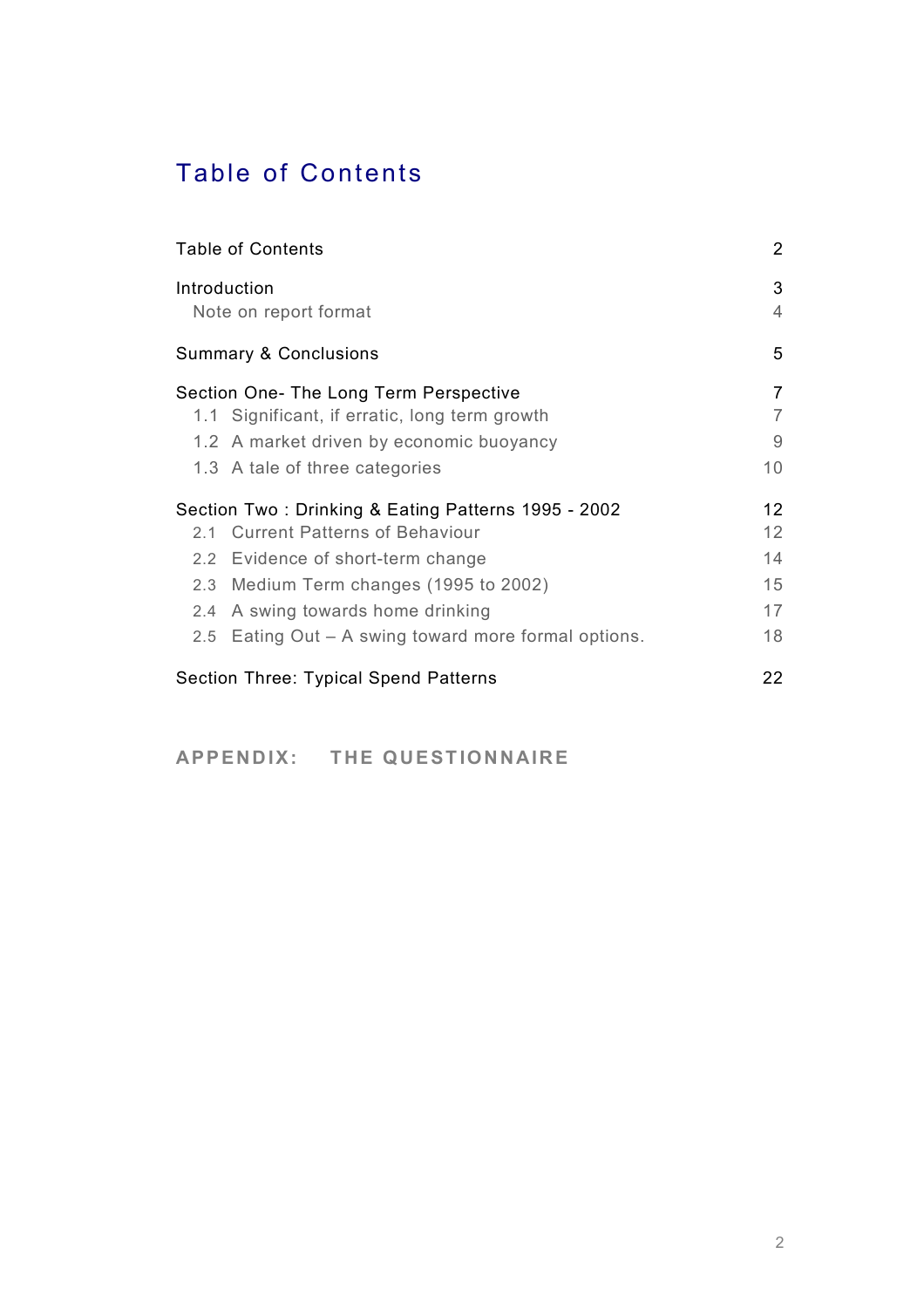# Table of Contents

| | |
|---|---|
| Table of Contents | 2 |
| Introduction | 3 |
| Note on report format | 4 |
| Summary & Conclusions | 5 |
| Section One- The Long Term Perspective | 7 |
| 1.1 Significant, if erratic, long term growth | 7 |
| 1.2 A market driven by economic buoyancy | 9 |
| 1.3 A tale of three categories | 10 |
| Section Two : Drinking & Eating Patterns 1995 - 2002 | 12 |
| 2.1 Current Patterns of Behaviour | 12 |
| 2.2 Evidence of short-term change | 14 |
| 2.3 Medium Term changes (1995 to 2002) | 15 |
| 2.4 A swing towards home drinking | 17 |
| 2.5 Eating Out – A swing toward more formal options. | 18 |
| Section Three: Typical Spend Patterns | 22 |

**APPENDIX: THE QUESTIONNAIRE**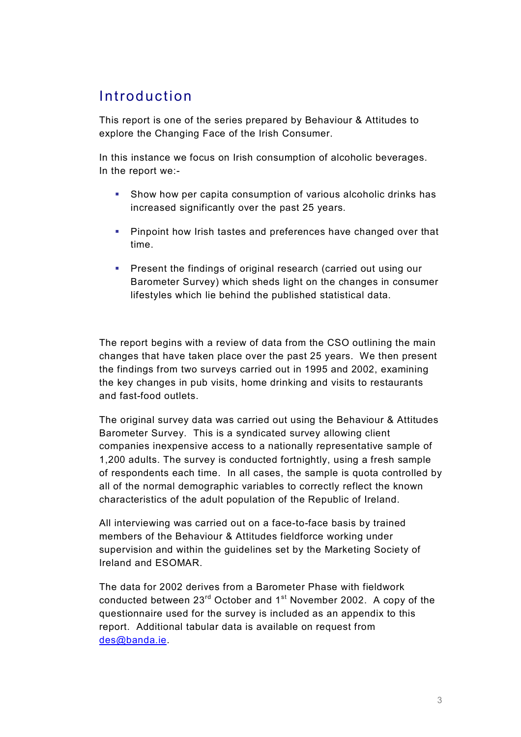# Introduction

This report is one of the series prepared by Behaviour & Attitudes to explore the Changing Face of the Irish Consumer.

In this instance we focus on Irish consumption of alcoholic beverages. In the report we:-

- Show how per capita consumption of various alcoholic drinks has increased significantly over the past 25 years.
- Pinpoint how Irish tastes and preferences have changed over that time.
- Present the findings of original research (carried out using our Barometer Survey) which sheds light on the changes in consumer lifestyles which lie behind the published statistical data.

The report begins with a review of data from the CSO outlining the main changes that have taken place over the past 25 years. We then present the findings from two surveys carried out in 1995 and 2002, examining the key changes in pub visits, home drinking and visits to restaurants and fast-food outlets.

The original survey data was carried out using the Behaviour & Attitudes Barometer Survey. This is a syndicated survey allowing client companies inexpensive access to a nationally representative sample of 1,200 adults. The survey is conducted fortnightly, using a fresh sample of respondents each time. In all cases, the sample is quota controlled by all of the normal demographic variables to correctly reflect the known characteristics of the adult population of the Republic of Ireland.

All interviewing was carried out on a face-to-face basis by trained members of the Behaviour & Attitudes fieldforce working under supervision and within the guidelines set by the Marketing Society of Ireland and ESOMAR.

The data for 2002 derives from a Barometer Phase with fieldwork conducted between 23rd October and 1st November 2002. A copy of the questionnaire used for the survey is included as an appendix to this report. Additional tabular data is available on request from des@banda.ie.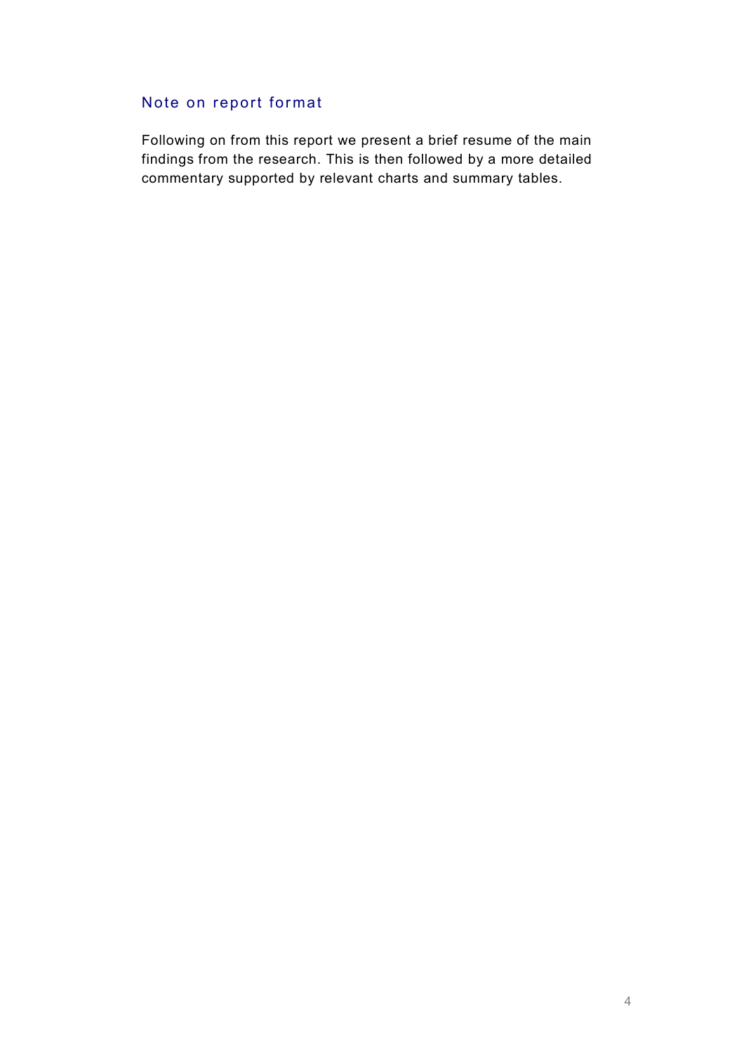## Note on report format

Following on from this report we present a brief resume of the main findings from the research. This is then followed by a more detailed commentary supported by relevant charts and summary tables.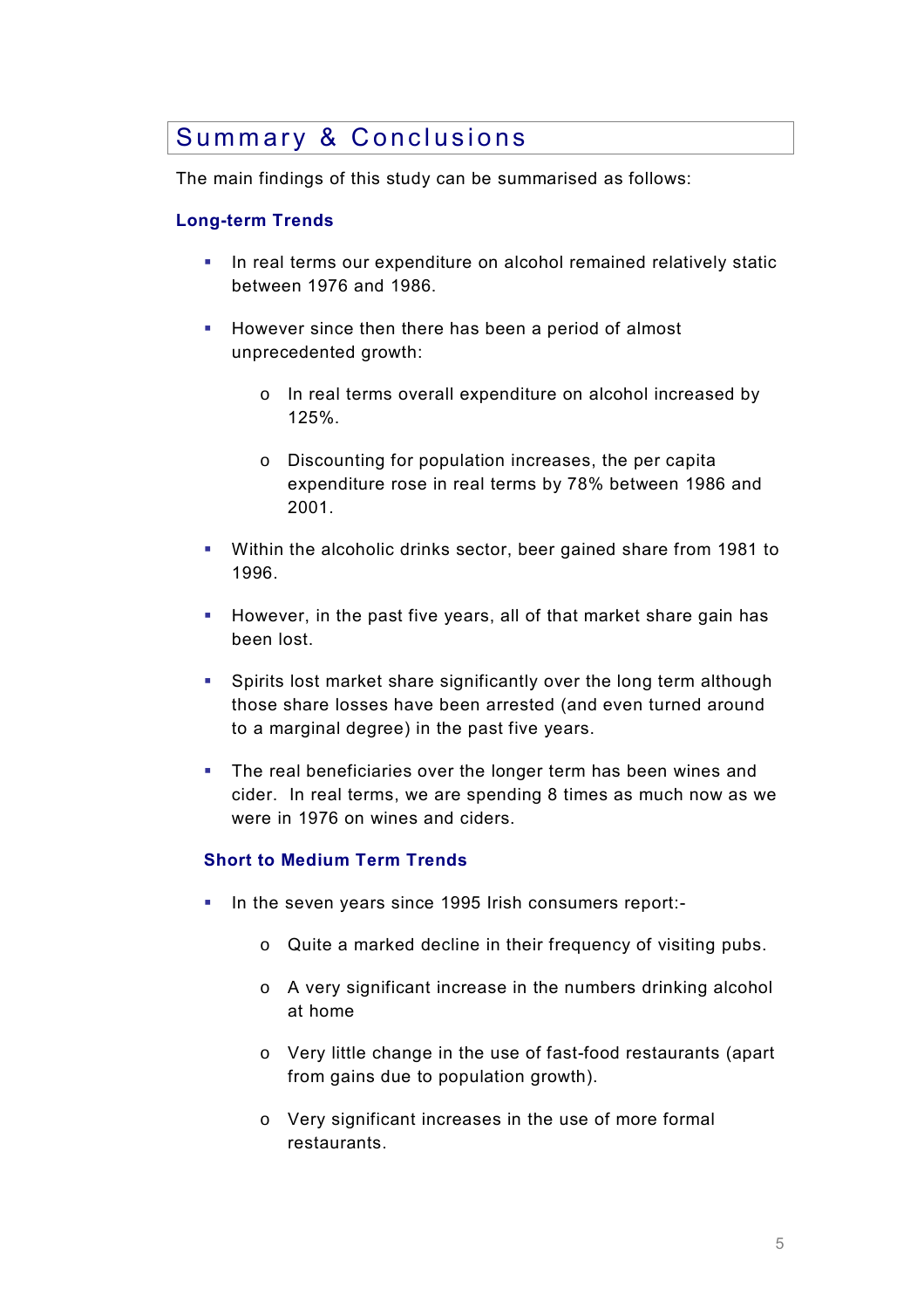# Summary & Conclusions

The main findings of this study can be summarised as follows:

### Long-term Trends

- In real terms our expenditure on alcohol remained relatively static between 1976 and 1986.
- However since then there has been a period of almost unprecedented growth:
  - In real terms overall expenditure on alcohol increased by 125%.
  - Discounting for population increases, the per capita expenditure rose in real terms by 78% between 1986 and 2001.
- Within the alcoholic drinks sector, beer gained share from 1981 to 1996.
- However, in the past five years, all of that market share gain has been lost.
- Spirits lost market share significantly over the long term although those share losses have been arrested (and even turned around to a marginal degree) in the past five years.
- The real beneficiaries over the longer term has been wines and cider. In real terms, we are spending 8 times as much now as we were in 1976 on wines and ciders.

### Short to Medium Term Trends

- In the seven years since 1995 Irish consumers report:-
  - Quite a marked decline in their frequency of visiting pubs.
  - A very significant increase in the numbers drinking alcohol at home
  - Very little change in the use of fast-food restaurants (apart from gains due to population growth).
  - Very significant increases in the use of more formal restaurants.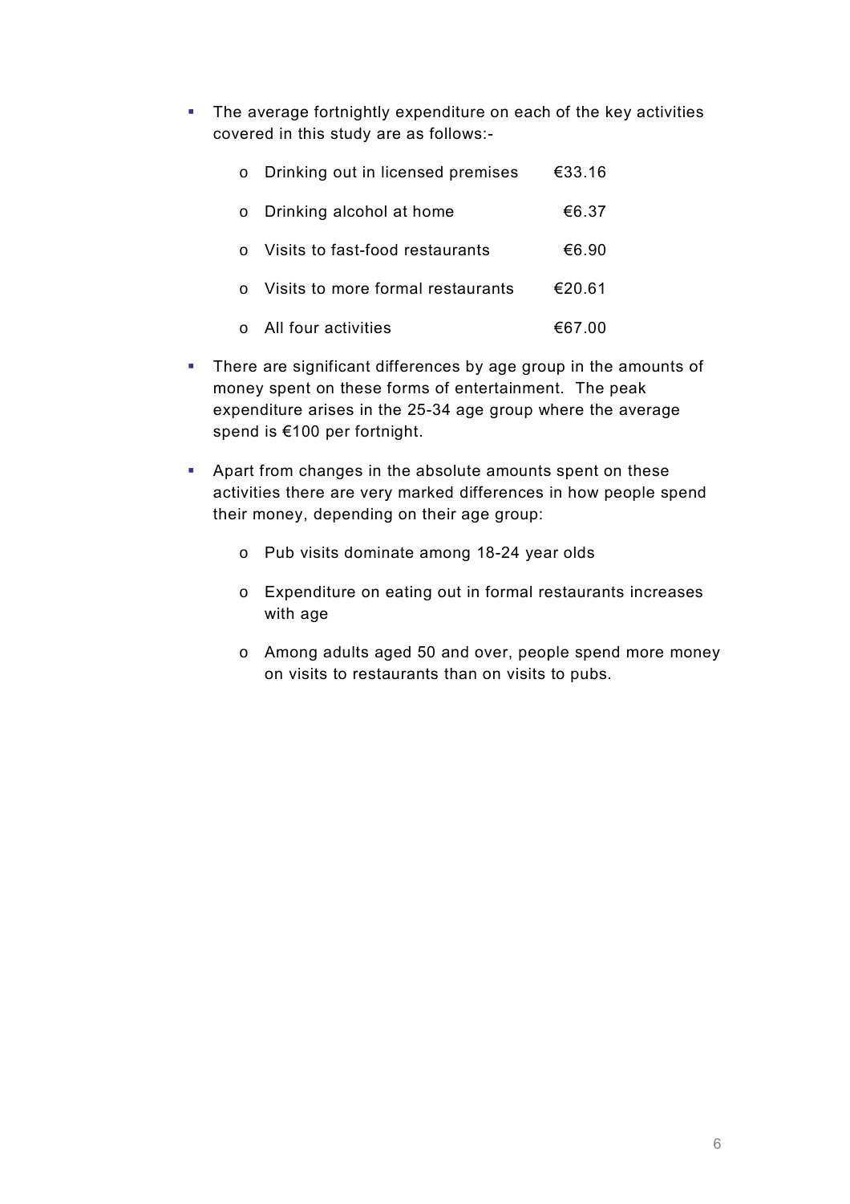- The average fortnightly expenditure on each of the key activities covered in this study are as follows:-

  - Drinking out in licensed premises €33.16
  - Drinking alcohol at home €6.37
  - Visits to fast-food restaurants €6.90
  - Visits to more formal restaurants €20.61
  - All four activities €67.00

- There are significant differences by age group in the amounts of money spent on these forms of entertainment. The peak expenditure arises in the 25-34 age group where the average spend is €100 per fortnight.

- Apart from changes in the absolute amounts spent on these activities there are very marked differences in how people spend their money, depending on their age group:

  - Pub visits dominate among 18-24 year olds
  - Expenditure on eating out in formal restaurants increases with age
  - Among adults aged 50 and over, people spend more money on visits to restaurants than on visits to pubs.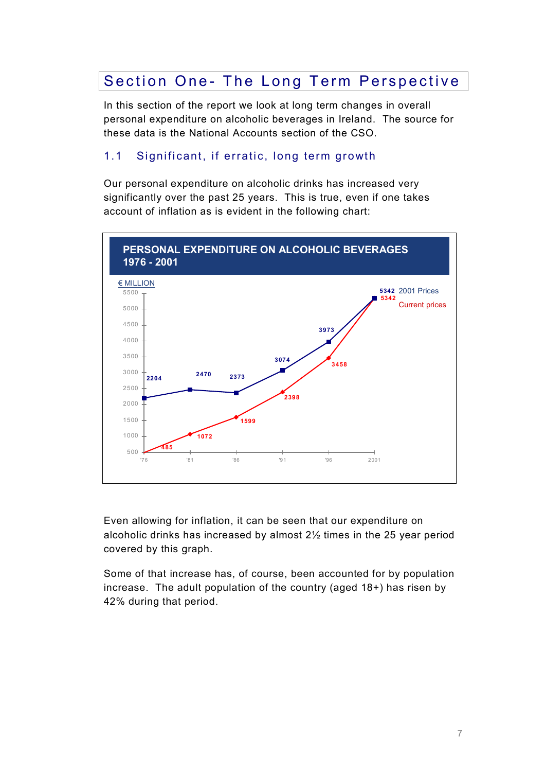# Section One- The Long Term Perspective

In this section of the report we look at long term changes in overall personal expenditure on alcoholic beverages in Ireland. The source for these data is the National Accounts section of the CSO.

## 1.1 Significant, if erratic, long term growth

Our personal expenditure on alcoholic drinks has increased very significantly over the past 25 years. This is true, even if one takes account of inflation as is evident in the following chart:

**PERSONAL EXPENDITURE ON ALCOHOLIC BEVERAGES 1976 - 2001**

€ MILLION

| Year | 2001 Prices | Current prices |
|---|---|---|
| '76 | 2204 | 485 |
| '81 | 2470 | 1072 |
| '86 | 2373 | 1599 |
| '91 | 3074 | 2398 |
| '96 | 3973 | 3458 |
| 2001 | 5342 | 5342 |

Even allowing for inflation, it can be seen that our expenditure on alcoholic drinks has increased by almost 2½ times in the 25 year period covered by this graph.

Some of that increase has, of course, been accounted for by population increase. The adult population of the country (aged 18+) has risen by 42% during that period.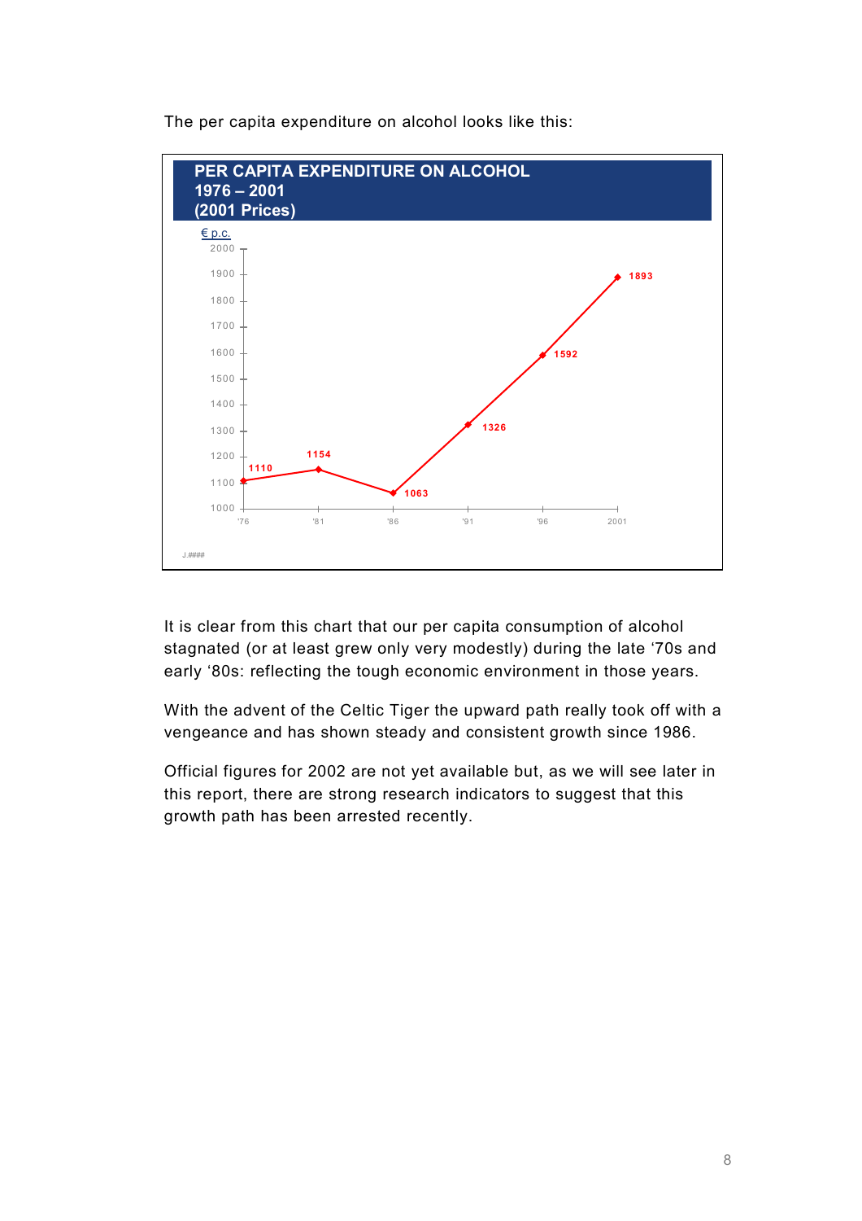The per capita expenditure on alcohol looks like this:

**PER CAPITA EXPENDITURE ON ALCOHOL**
**1976 – 2001**
**(2001 Prices)**

€ p.c.

| Year | € p.c. |
|---|---|
| '76 | 1110 |
| '81 | 1154 |
| '86 | 1063 |
| '91 | 1326 |
| '96 | 1592 |
| 2001 | 1893 |

J.####

It is clear from this chart that our per capita consumption of alcohol stagnated (or at least grew only very modestly) during the late '70s and early '80s: reflecting the tough economic environment in those years.

With the advent of the Celtic Tiger the upward path really took off with a vengeance and has shown steady and consistent growth since 1986.

Official figures for 2002 are not yet available but, as we will see later in this report, there are strong research indicators to suggest that this growth path has been arrested recently.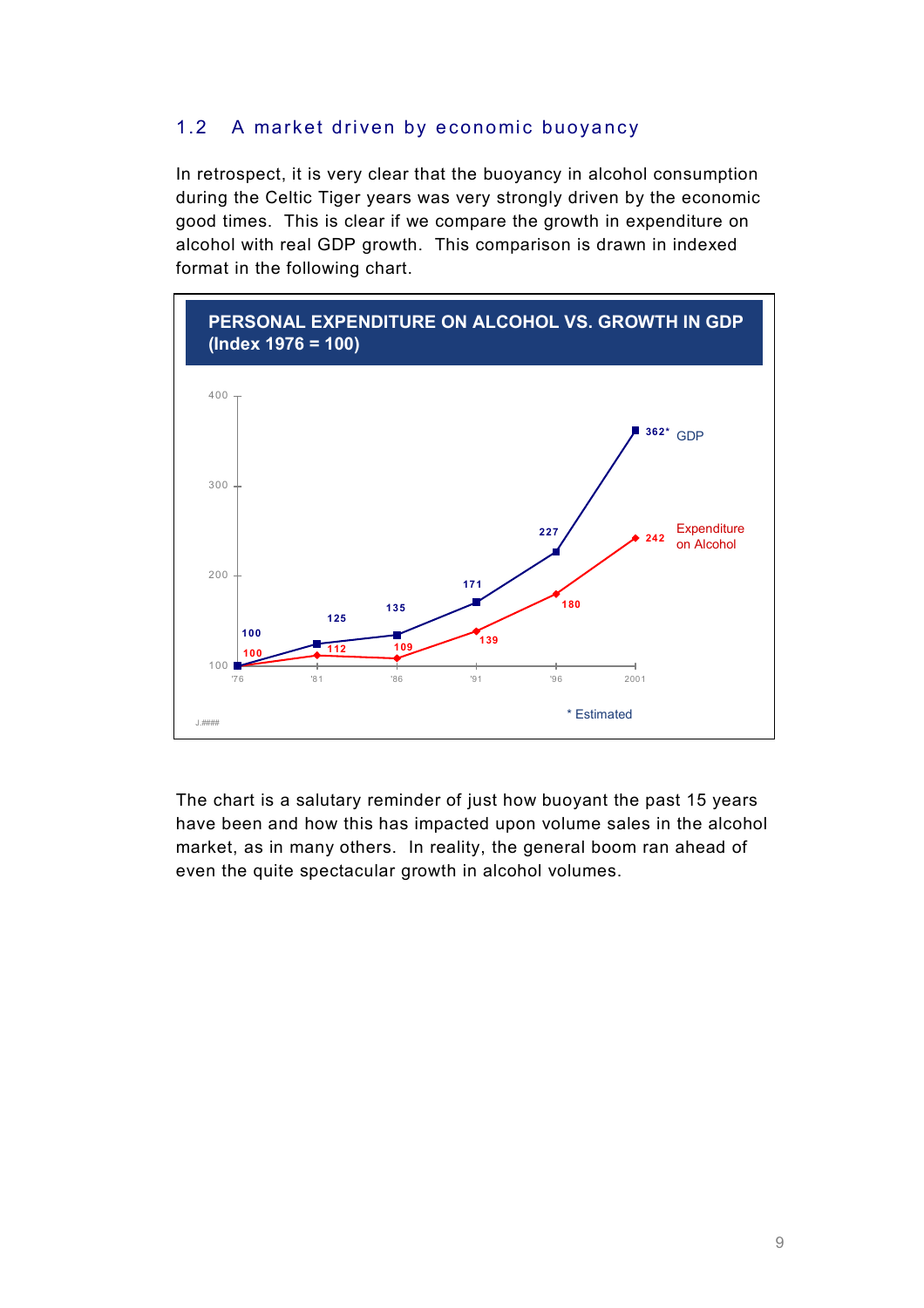## 1.2 A market driven by economic buoyancy

In retrospect, it is very clear that the buoyancy in alcohol consumption during the Celtic Tiger years was very strongly driven by the economic good times. This is clear if we compare the growth in expenditure on alcohol with real GDP growth. This comparison is drawn in indexed format in the following chart.

**PERSONAL EXPENDITURE ON ALCOHOL VS. GROWTH IN GDP (Index 1976 = 100)**

| Year | GDP | Expenditure on Alcohol |
|---|---|---|
| '76 | 100 | 100 |
| '81 | 125 | 112 |
| '86 | 135 | 109 |
| '91 | 171 | 139 |
| '96 | 227 | 180 |
| 2001 | 362* | 242 |

\* Estimated

The chart is a salutary reminder of just how buoyant the past 15 years have been and how this has impacted upon volume sales in the alcohol market, as in many others. In reality, the general boom ran ahead of even the quite spectacular growth in alcohol volumes.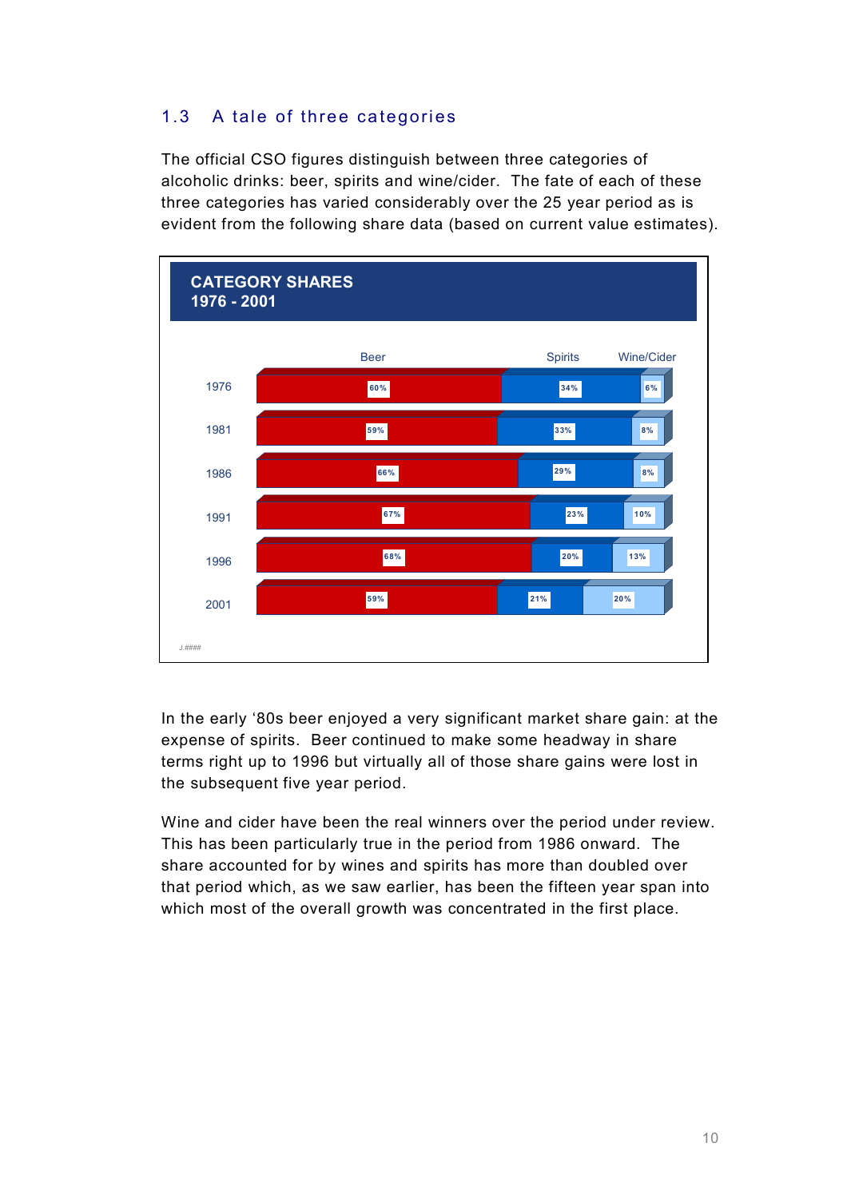## 1.3 A tale of three categories

The official CSO figures distinguish between three categories of alcoholic drinks: beer, spirits and wine/cider. The fate of each of these three categories has varied considerably over the 25 year period as is evident from the following share data (based on current value estimates).

**CATEGORY SHARES**
**1976 - 2001**

| | Beer | Spirits | Wine/Cider |
|---|---|---|---|
| 1976 | 60% | 34% | 6% |
| 1981 | 59% | 33% | 8% |
| 1986 | 66% | 29% | 8% |
| 1991 | 67% | 23% | 10% |
| 1996 | 68% | 20% | 13% |
| 2001 | 59% | 21% | 20% |

J.####

In the early '80s beer enjoyed a very significant market share gain: at the expense of spirits. Beer continued to make some headway in share terms right up to 1996 but virtually all of those share gains were lost in the subsequent five year period.

Wine and cider have been the real winners over the period under review. This has been particularly true in the period from 1986 onward. The share accounted for by wines and spirits has more than doubled over that period which, as we saw earlier, has been the fifteen year span into which most of the overall growth was concentrated in the first place.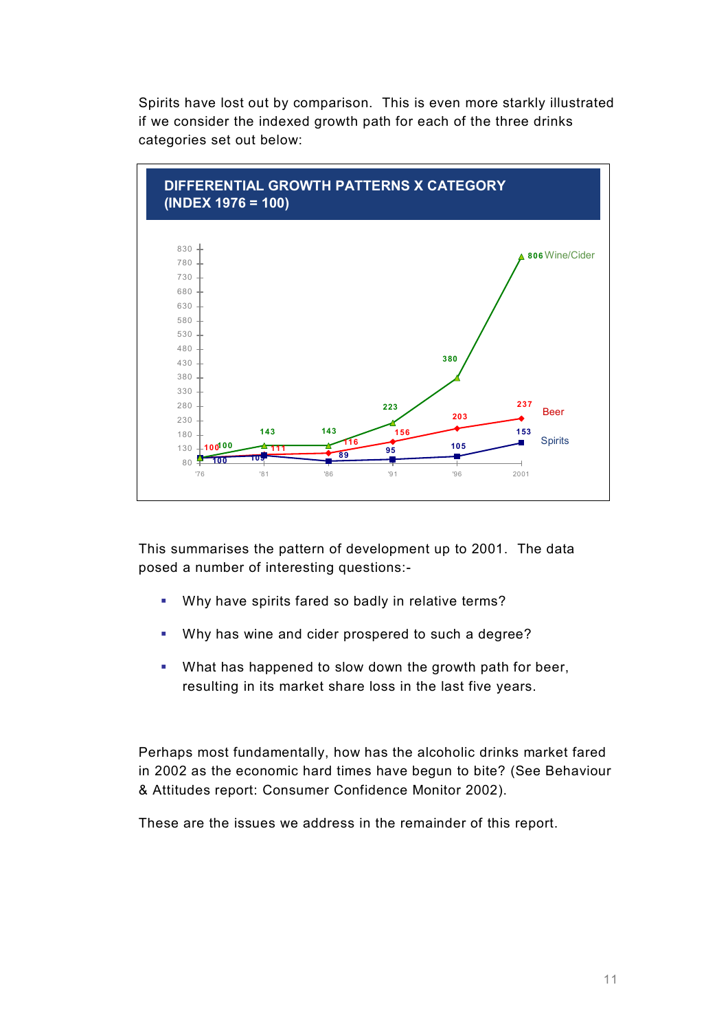Spirits have lost out by comparison. This is even more starkly illustrated if we consider the indexed growth path for each of the three drinks categories set out below:

**DIFFERENTIAL GROWTH PATTERNS X CATEGORY (INDEX 1976 = 100)**

| | '76 | '81 | '86 | '91 | '96 | 2001 |
|---|---|---|---|---|---|---|
| Wine/Cider | 100 | 143 | 143 | 223 | 380 | 806 |
| Beer | 100 | 111 | 116 | 156 | 203 | 237 |
| Spirits | 100 | 105 | 89 | 95 | 105 | 153 |

This summarises the pattern of development up to 2001. The data posed a number of interesting questions:-

- Why have spirits fared so badly in relative terms?
- Why has wine and cider prospered to such a degree?
- What has happened to slow down the growth path for beer, resulting in its market share loss in the last five years.

Perhaps most fundamentally, how has the alcoholic drinks market fared in 2002 as the economic hard times have begun to bite? (See Behaviour & Attitudes report: Consumer Confidence Monitor 2002).

These are the issues we address in the remainder of this report.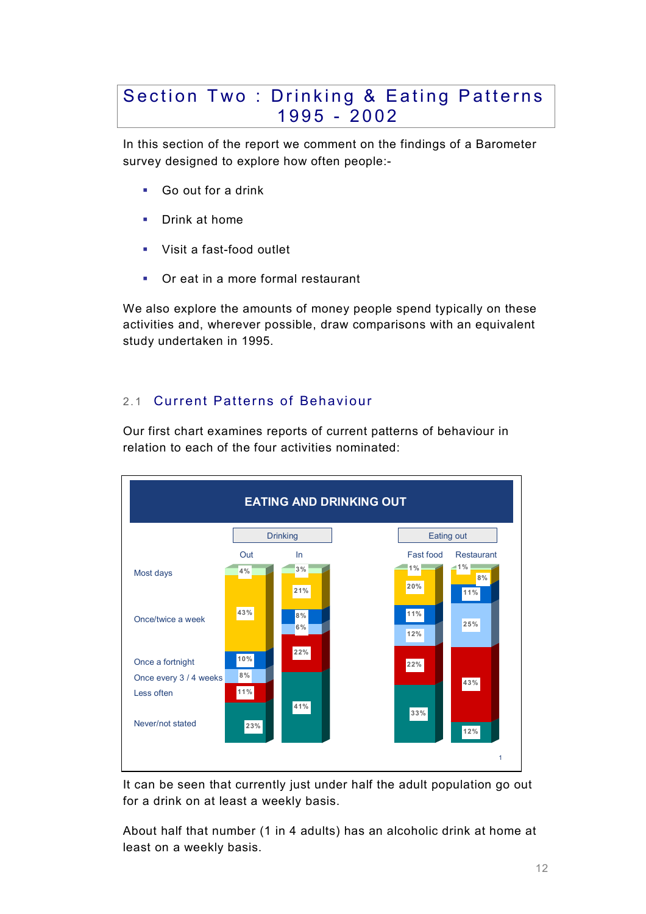# Section Two : Drinking & Eating Patterns 1995 - 2002

In this section of the report we comment on the findings of a Barometer survey designed to explore how often people:-

- Go out for a drink
- Drink at home
- Visit a fast-food outlet
- Or eat in a more formal restaurant

We also explore the amounts of money people spend typically on these activities and, wherever possible, draw comparisons with an equivalent study undertaken in 1995.

## 2.1 Current Patterns of Behaviour

Our first chart examines reports of current patterns of behaviour in relation to each of the four activities nominated:

**EATING AND DRINKING OUT**

| | Drinking: Out | Drinking: In | Eating out: Fast food | Eating out: Restaurant |
|---|---|---|---|---|
| Most days | 4% | 3% | 1% | 1% |
| Once/twice a week | 43% | 21% | 20% | 8% |
| Once a fortnight | 10% | 8% | 11% | 11% |
| Once every 3 / 4 weeks | 8% | 6% | 12% | 25% |
| Less often | 11% | 22% | 22% | 43% |
| Never/not stated | 23% | 41% | 33% | 12% |

It can be seen that currently just under half the adult population go out for a drink on at least a weekly basis.

About half that number (1 in 4 adults) has an alcoholic drink at home at least on a weekly basis.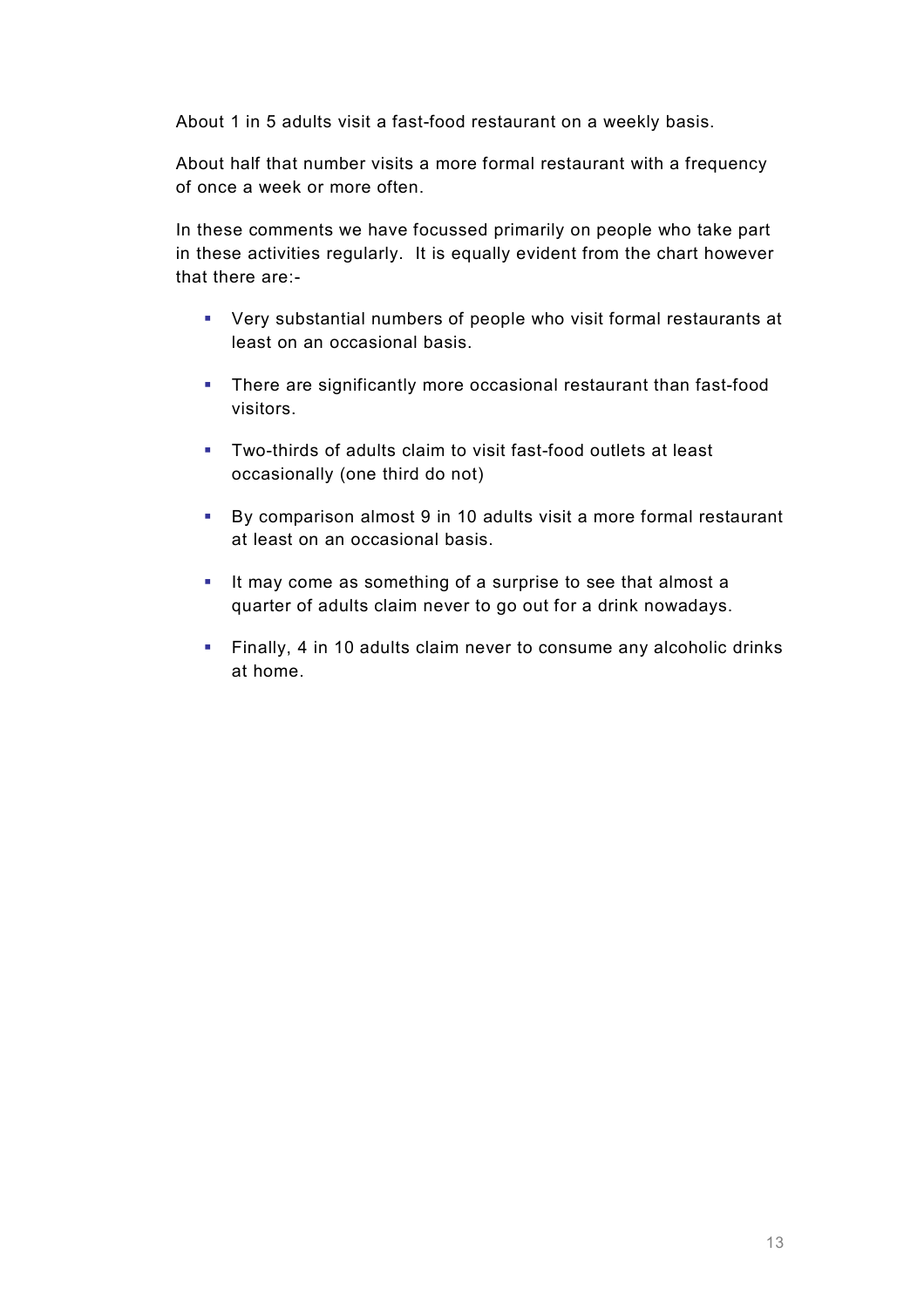About 1 in 5 adults visit a fast-food restaurant on a weekly basis.

About half that number visits a more formal restaurant with a frequency of once a week or more often.

In these comments we have focussed primarily on people who take part in these activities regularly. It is equally evident from the chart however that there are:-

- Very substantial numbers of people who visit formal restaurants at least on an occasional basis.
- There are significantly more occasional restaurant than fast-food visitors.
- Two-thirds of adults claim to visit fast-food outlets at least occasionally (one third do not)
- By comparison almost 9 in 10 adults visit a more formal restaurant at least on an occasional basis.
- It may come as something of a surprise to see that almost a quarter of adults claim never to go out for a drink nowadays.
- Finally, 4 in 10 adults claim never to consume any alcoholic drinks at home.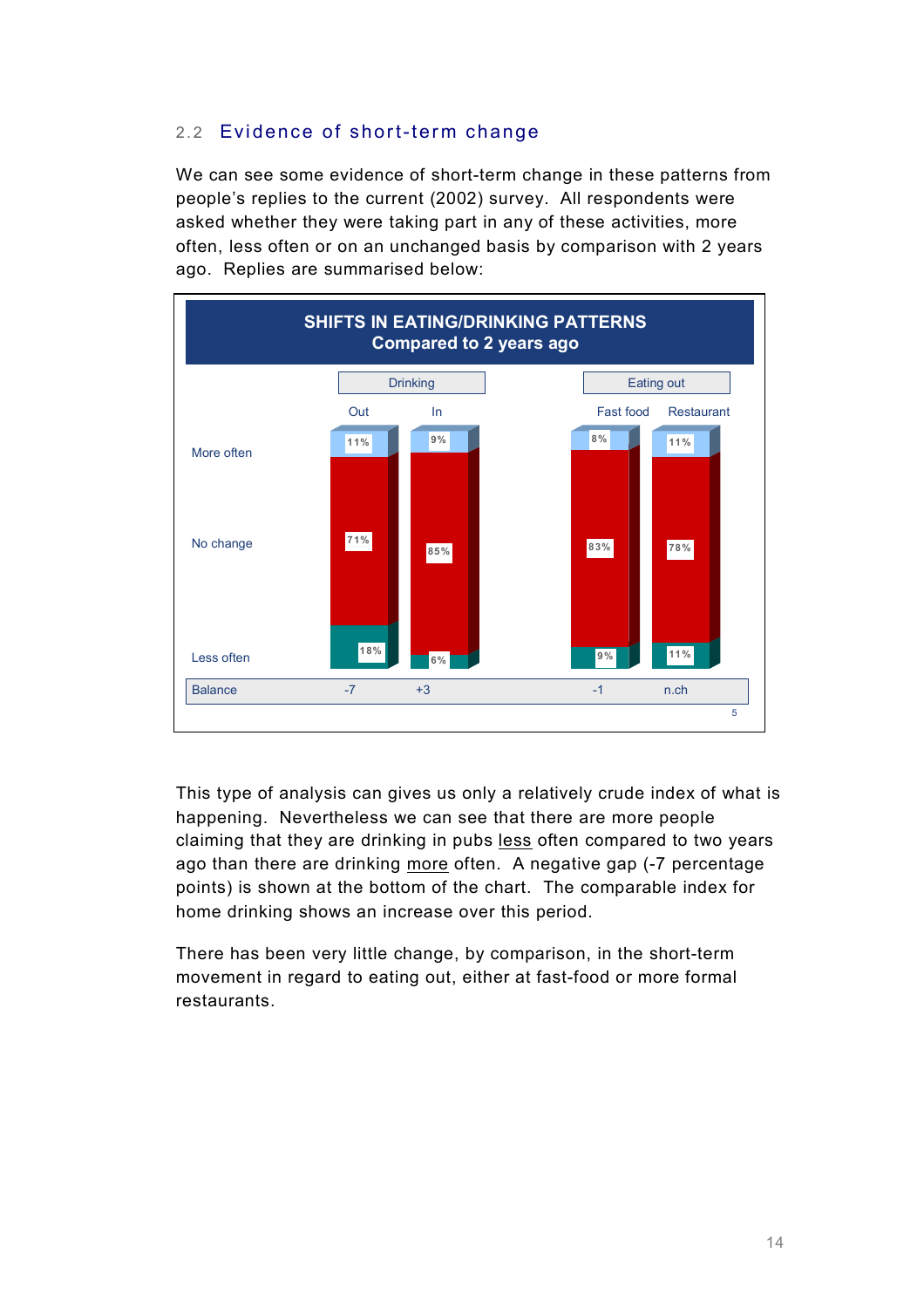## 2.2 Evidence of short-term change

We can see some evidence of short-term change in these patterns from people's replies to the current (2002) survey. All respondents were asked whether they were taking part in any of these activities, more often, less often or on an unchanged basis by comparison with 2 years ago. Replies are summarised below:

**SHIFTS IN EATING/DRINKING PATTERNS**
**Compared to 2 years ago**

| | Drinking | | Eating out | |
|---|---|---|---|---|
| | Out | In | Fast food | Restaurant |
| More often | 11% | 9% | 8% | 11% |
| No change | 71% | 85% | 83% | 78% |
| Less often | 18% | 6% | 9% | 11% |
| Balance | -7 | +3 | -1 | n.ch |

This type of analysis can gives us only a relatively crude index of what is happening. Nevertheless we can see that there are more people claiming that they are drinking in pubs <u>less</u> often compared to two years ago than there are drinking <u>more</u> often. A negative gap (-7 percentage points) is shown at the bottom of the chart. The comparable index for home drinking shows an increase over this period.

There has been very little change, by comparison, in the short-term movement in regard to eating out, either at fast-food or more formal restaurants.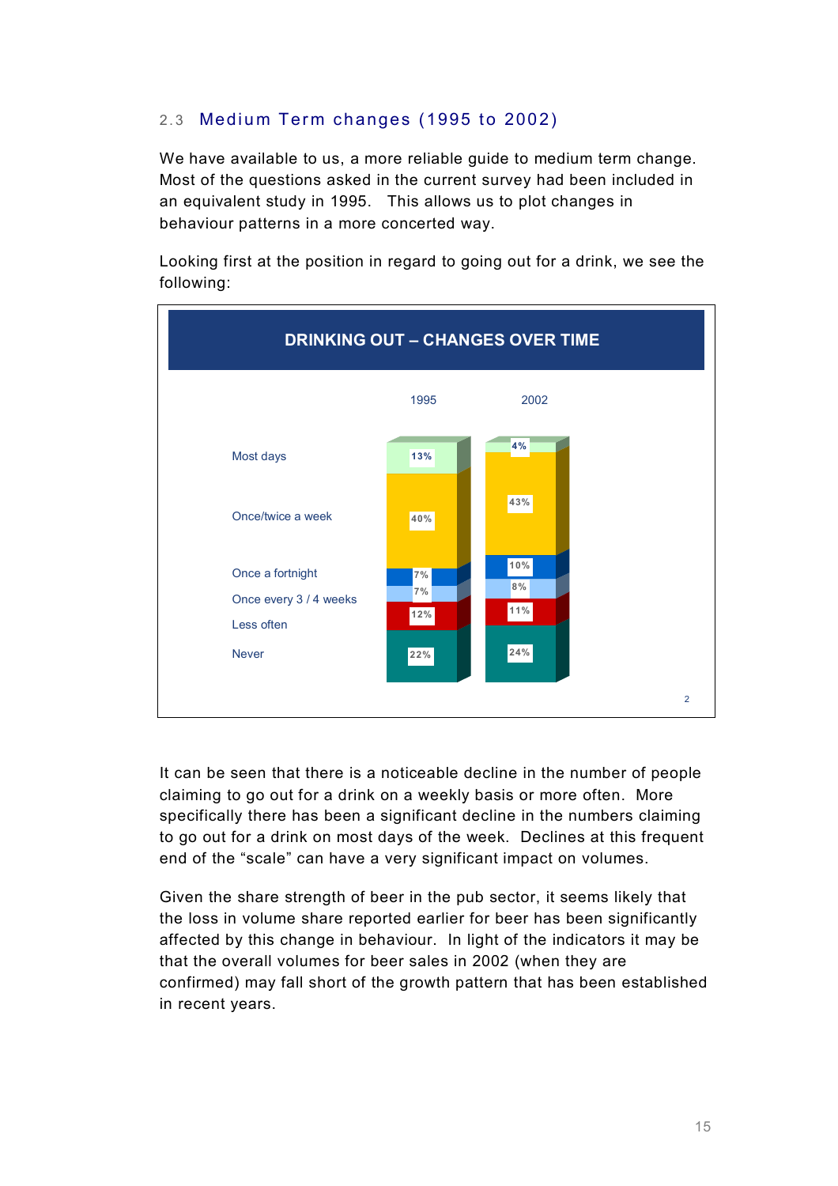## 2.3 Medium Term changes (1995 to 2002)

We have available to us, a more reliable guide to medium term change. Most of the questions asked in the current survey had been included in an equivalent study in 1995. This allows us to plot changes in behaviour patterns in a more concerted way.

Looking first at the position in regard to going out for a drink, we see the following:

**DRINKING OUT – CHANGES OVER TIME**

| | 1995 | 2002 |
|---|---|---|
| Most days | 13% | 4% |
| Once/twice a week | 40% | 43% |
| Once a fortnight | 7% | 10% |
| Once every 3 / 4 weeks | 7% | 8% |
| Less often | 12% | 11% |
| Never | 22% | 24% |

It can be seen that there is a noticeable decline in the number of people claiming to go out for a drink on a weekly basis or more often. More specifically there has been a significant decline in the numbers claiming to go out for a drink on most days of the week. Declines at this frequent end of the "scale" can have a very significant impact on volumes.

Given the share strength of beer in the pub sector, it seems likely that the loss in volume share reported earlier for beer has been significantly affected by this change in behaviour. In light of the indicators it may be that the overall volumes for beer sales in 2002 (when they are confirmed) may fall short of the growth pattern that has been established in recent years.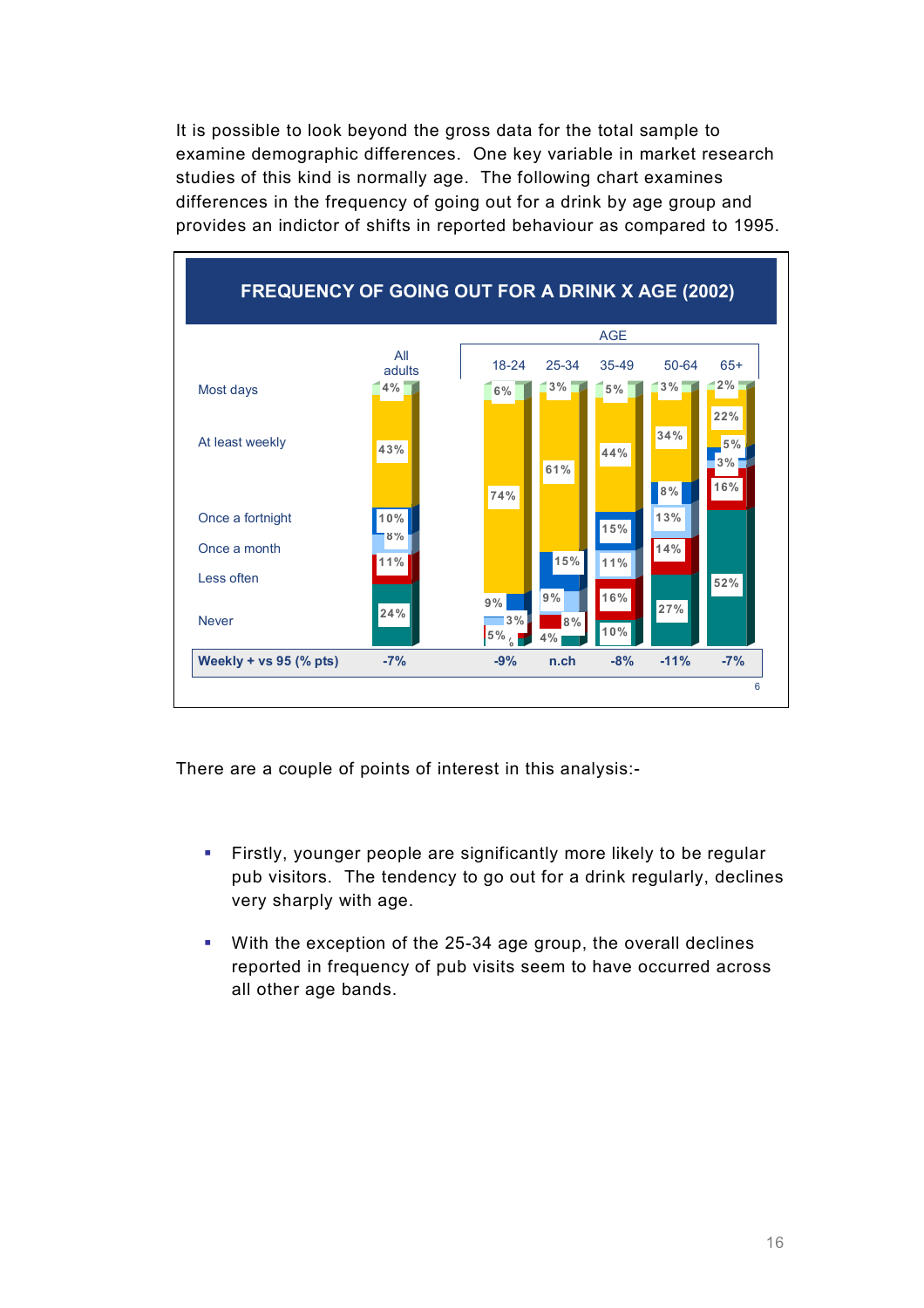It is possible to look beyond the gross data for the total sample to examine demographic differences. One key variable in market research studies of this kind is normally age. The following chart examines differences in the frequency of going out for a drink by age group and provides an indictor of shifts in reported behaviour as compared to 1995.

**FREQUENCY OF GOING OUT FOR A DRINK X AGE (2002)**

| | All adults | 18-24 | 25-34 | 35-49 | 50-64 | 65+ |
|---|---|---|---|---|---|---|
| Most days | 4% | 6% | 3% | 5% | 3% | 2% |
| At least weekly | 43% | 74% | 61% | 44% | 34% | 22% |
| Once a fortnight | 10% | 9% | 15% | 15% | 8% | 5% |
| Once a month | 8% | 3% | 9% | 11% | 13% | 3% |
| Less often | 11% | 5% | 8% | 16% | 14% | 16% |
| Never | 24% | 6 | 4% | 10% | 27% | 52% |
| **Weekly + vs 95 (% pts)** | -7% | -9% | n.ch | -8% | -11% | -7% |

There are a couple of points of interest in this analysis:-

- Firstly, younger people are significantly more likely to be regular pub visitors. The tendency to go out for a drink regularly, declines very sharply with age.
- With the exception of the 25-34 age group, the overall declines reported in frequency of pub visits seem to have occurred across all other age bands.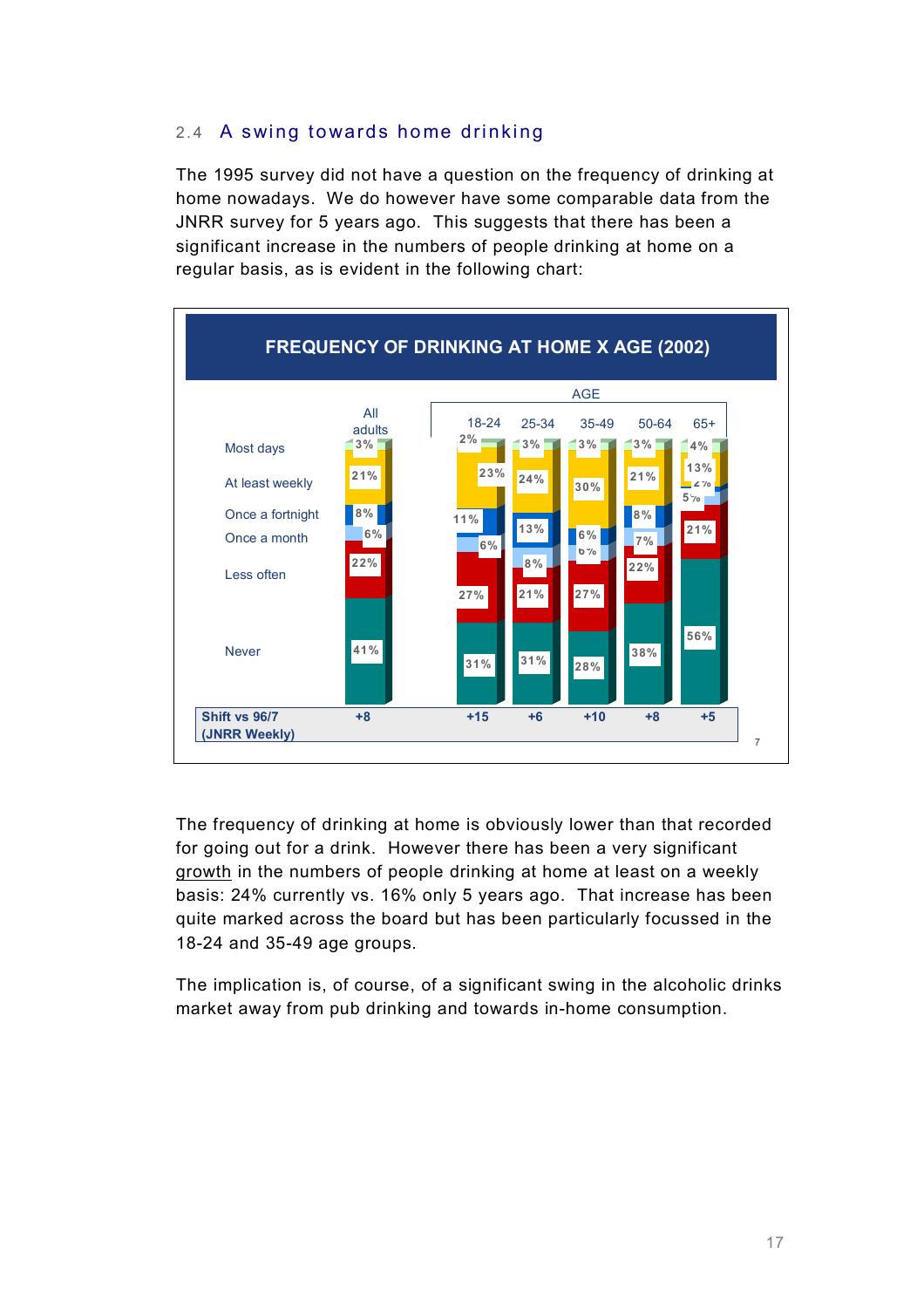## 2.4 A swing towards home drinking

The 1995 survey did not have a question on the frequency of drinking at home nowadays. We do however have some comparable data from the JNRR survey for 5 years ago. This suggests that there has been a significant increase in the numbers of people drinking at home on a regular basis, as is evident in the following chart:

**FREQUENCY OF DRINKING AT HOME X AGE (2002)**

| | All adults | 18-24 | 25-34 | 35-49 | 50-64 | 65+ |
|---|---|---|---|---|---|---|
| Most days | 3% | 2% | 3% | 3% | 3% | 4% |
| At least weekly | 21% | 23% | 24% | 30% | 21% | 13% |
| Once a fortnight | 8% | 11% | 13% | 6% | 8% | 2% |
| Once a month | 6% | 6% | 8% | 6% | 7% | 5% |
| Less often | 22% | 27% | 21% | 27% | 22% | 21% |
| Never | 41% | 31% | 31% | 28% | 38% | 56% |
| Shift vs 96/7 (JNRR Weekly) | +8 | +15 | +6 | +10 | +8 | +5 |

The frequency of drinking at home is obviously lower than that recorded for going out for a drink. However there has been a very significant growth in the numbers of people drinking at home at least on a weekly basis: 24% currently vs. 16% only 5 years ago. That increase has been quite marked across the board but has been particularly focussed in the 18-24 and 35-49 age groups.

The implication is, of course, of a significant swing in the alcoholic drinks market away from pub drinking and towards in-home consumption.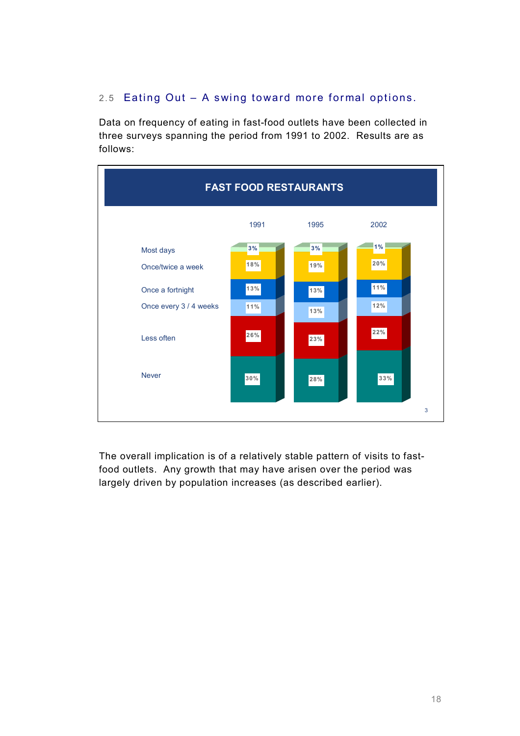## 2.5 Eating Out – A swing toward more formal options.

Data on frequency of eating in fast-food outlets have been collected in three surveys spanning the period from 1991 to 2002. Results are as follows:

**FAST FOOD RESTAURANTS**

| | 1991 | 1995 | 2002 |
|---|---|---|---|
| Most days | 3% | 3% | 1% |
| Once/twice a week | 18% | 19% | 20% |
| Once a fortnight | 13% | 13% | 11% |
| Once every 3 / 4 weeks | 11% | 13% | 12% |
| Less often | 26% | 23% | 22% |
| Never | 30% | 28% | 33% |

3

The overall implication is of a relatively stable pattern of visits to fast-food outlets. Any growth that may have arisen over the period was largely driven by population increases (as described earlier).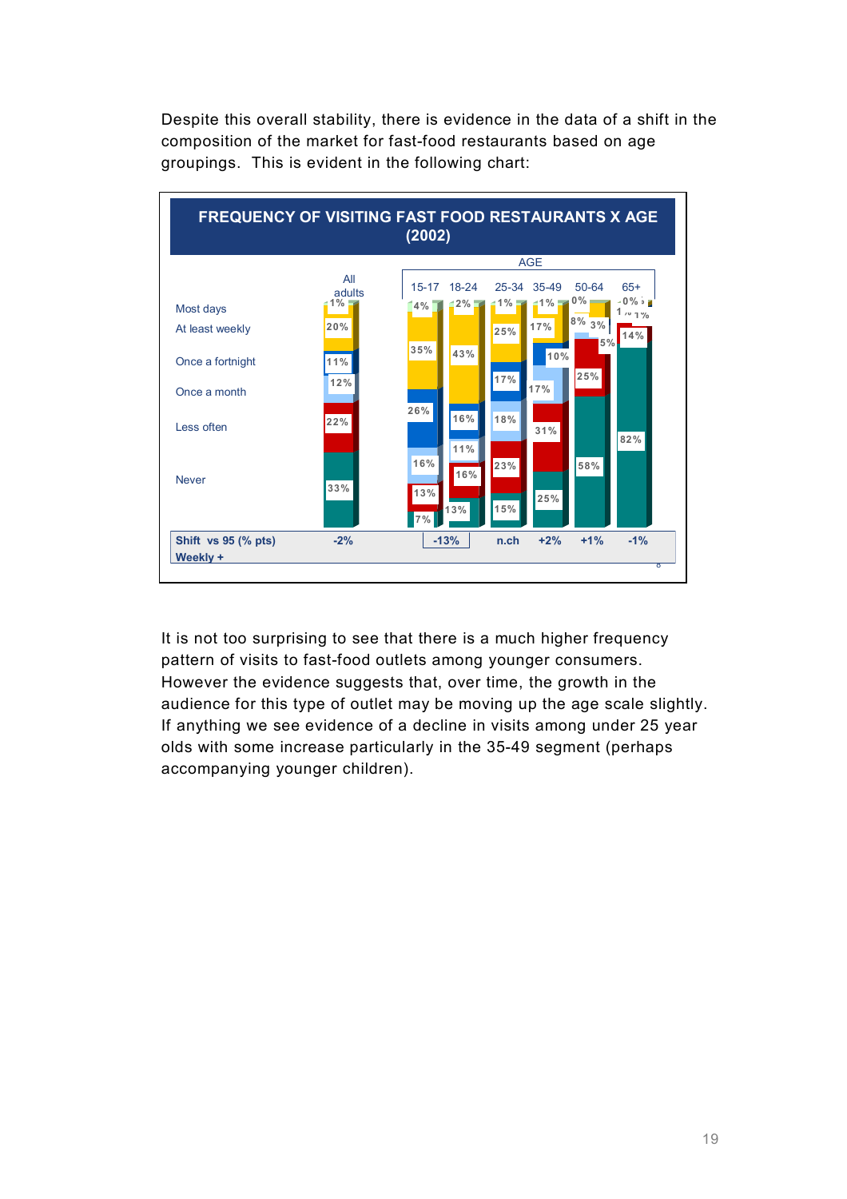Despite this overall stability, there is evidence in the data of a shift in the composition of the market for fast-food restaurants based on age groupings. This is evident in the following chart:

**FREQUENCY OF VISITING FAST FOOD RESTAURANTS X AGE (2002)**

| | All adults | 15-17 | 18-24 | 25-34 | 35-49 | 50-64 | 65+ |
|---|---|---|---|---|---|---|---|
| Most days | 1% | 4% | 2% | 1% | 1% | 0% | 0% |
| At least weekly | 20% | 35% | 43% | 25% | 17% | 8% | 1% |
| Once a fortnight | 11% | 26% | 16% | 17% | 10% | 3% | 1% |
| Once a month | 12% | 16% | 11% | 18% | 17% | 5% | 1% |
| Less often | 22% | 13% | 16% | 23% | 31% | 25% | 14% |
| Never | 33% | 7% | 13% | 15% | 25% | 58% | 82% |
| **Shift vs 95 (% pts) Weekly +** | -2% | -13% | | n.ch | +2% | +1% | -1% |

It is not too surprising to see that there is a much higher frequency pattern of visits to fast-food outlets among younger consumers. However the evidence suggests that, over time, the growth in the audience for this type of outlet may be moving up the age scale slightly. If anything we see evidence of a decline in visits among under 25 year olds with some increase particularly in the 35-49 segment (perhaps accompanying younger children).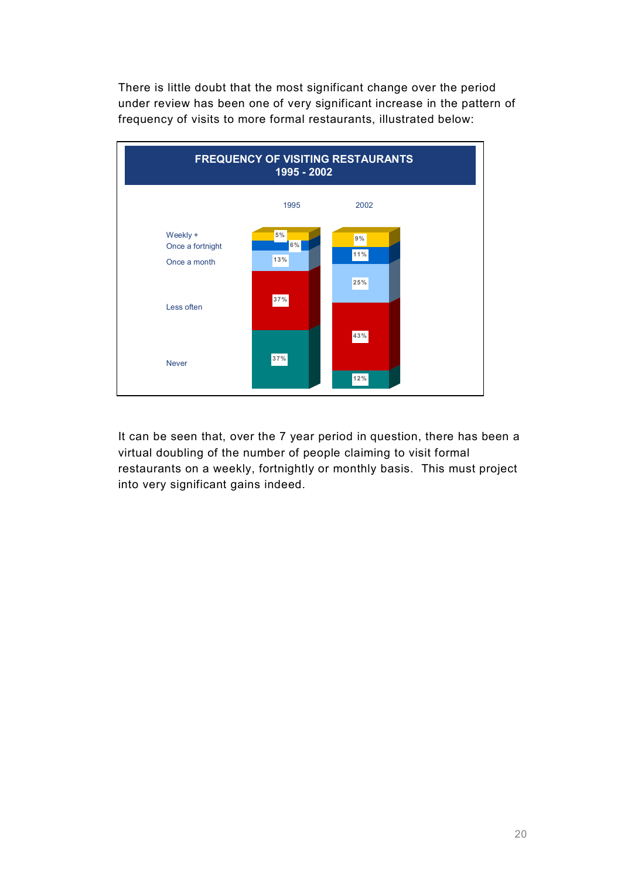There is little doubt that the most significant change over the period under review has been one of very significant increase in the pattern of frequency of visits to more formal restaurants, illustrated below:

**FREQUENCY OF VISITING RESTAURANTS 1995 - 2002**

| | 1995 | 2002 |
|---|---|---|
| Weekly + | 5% | 9% |
| Once a fortnight | 6% | 11% |
| Once a month | 13% | 25% |
| Less often | 37% | 43% |
| Never | 37% | 12% |

It can be seen that, over the 7 year period in question, there has been a virtual doubling of the number of people claiming to visit formal restaurants on a weekly, fortnightly or monthly basis. This must project into very significant gains indeed.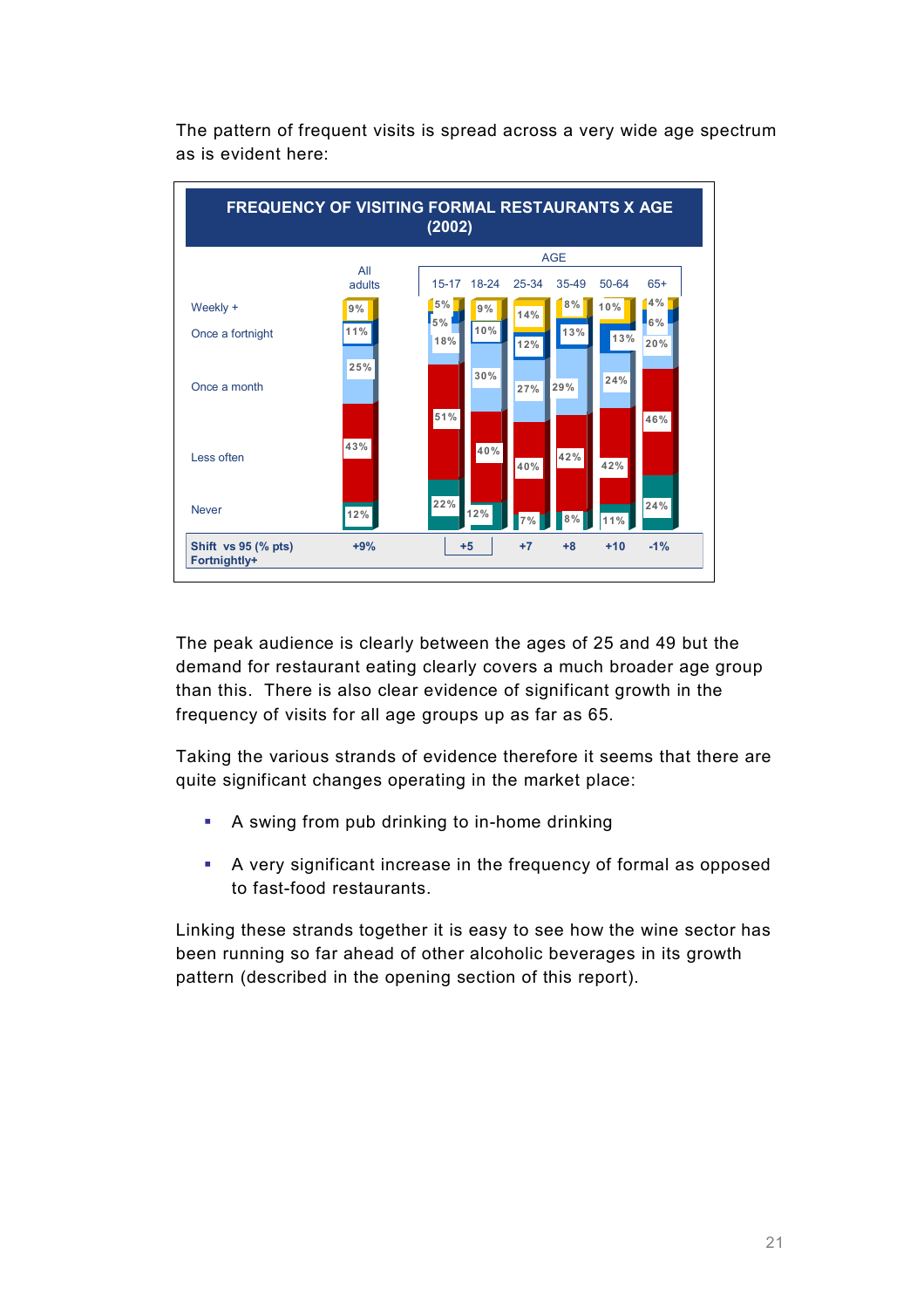The pattern of frequent visits is spread across a very wide age spectrum as is evident here:

**FREQUENCY OF VISITING FORMAL RESTAURANTS X AGE (2002)**

| | All adults | 15-17 | 18-24 | 25-34 | 35-49 | 50-64 | 65+ |
|---|---|---|---|---|---|---|---|
| Weekly + | 9% | 5% | 9% | 14% | 8% | 10% | 4% |
| Once a fortnight | 11% | 5% | 10% | 12% | 13% | 13% | 6% |
| Once a month | 25% | 18% | 30% | 27% | 29% | 24% | 20% |
| Less often | 43% | 51% | 40% | 40% | 42% | 42% | 46% |
| Never | 12% | 22% | 12% | 7% | 8% | 11% | 24% |
| Shift vs 95 (% pts) Fortnightly+ | +9% | +5 | | +7 | +8 | +10 | -1% |

The peak audience is clearly between the ages of 25 and 49 but the demand for restaurant eating clearly covers a much broader age group than this. There is also clear evidence of significant growth in the frequency of visits for all age groups up as far as 65.

Taking the various strands of evidence therefore it seems that there are quite significant changes operating in the market place:

- A swing from pub drinking to in-home drinking
- A very significant increase in the frequency of formal as opposed to fast-food restaurants.

Linking these strands together it is easy to see how the wine sector has been running so far ahead of other alcoholic beverages in its growth pattern (described in the opening section of this report).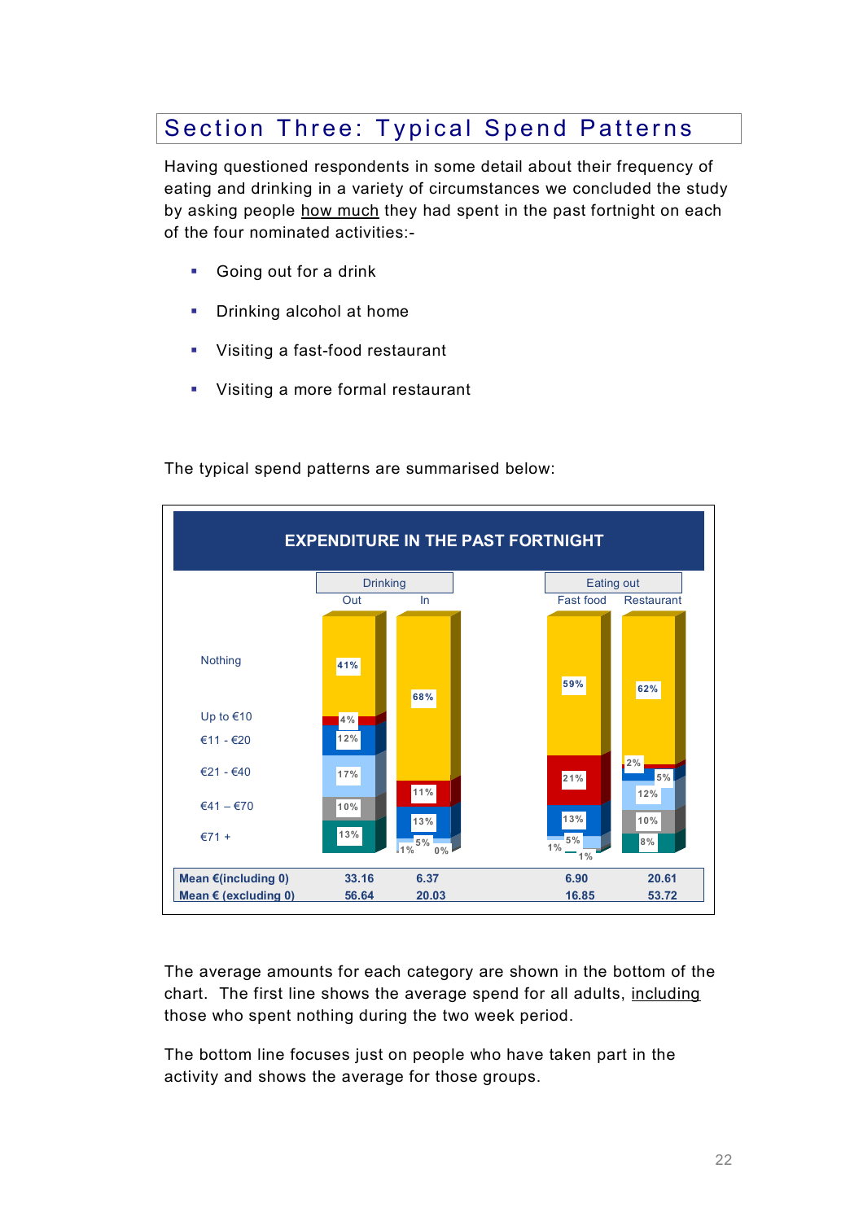## Section Three: Typical Spend Patterns

Having questioned respondents in some detail about their frequency of eating and drinking in a variety of circumstances we concluded the study by asking people how much they had spent in the past fortnight on each of the four nominated activities:-

- Going out for a drink
- Drinking alcohol at home
- Visiting a fast-food restaurant
- Visiting a more formal restaurant

The typical spend patterns are summarised below:

**EXPENDITURE IN THE PAST FORTNIGHT**

| | Drinking Out | Drinking In | Eating out Fast food | Eating out Restaurant |
|---|---|---|---|---|
| Nothing | 41% | 68% | 59% | 62% |
| Up to €10 | 4% | 11% | 21% | 2% |
| €11 - €20 | 12% | 13% | 13% | 5% |
| €21 - €40 | 17% | 5% | 5% | 12% |
| €41 – €70 | 10% | 1% | 1% | 10% |
| €71 + | 13% | 0% | 1% | 8% |
| **Mean €(including 0)** | 33.16 | 6.37 | 6.90 | 20.61 |
| **Mean € (excluding 0)** | 56.64 | 20.03 | 16.85 | 53.72 |

The average amounts for each category are shown in the bottom of the chart. The first line shows the average spend for all adults, including those who spent nothing during the two week period.

The bottom line focuses just on people who have taken part in the activity and shows the average for those groups.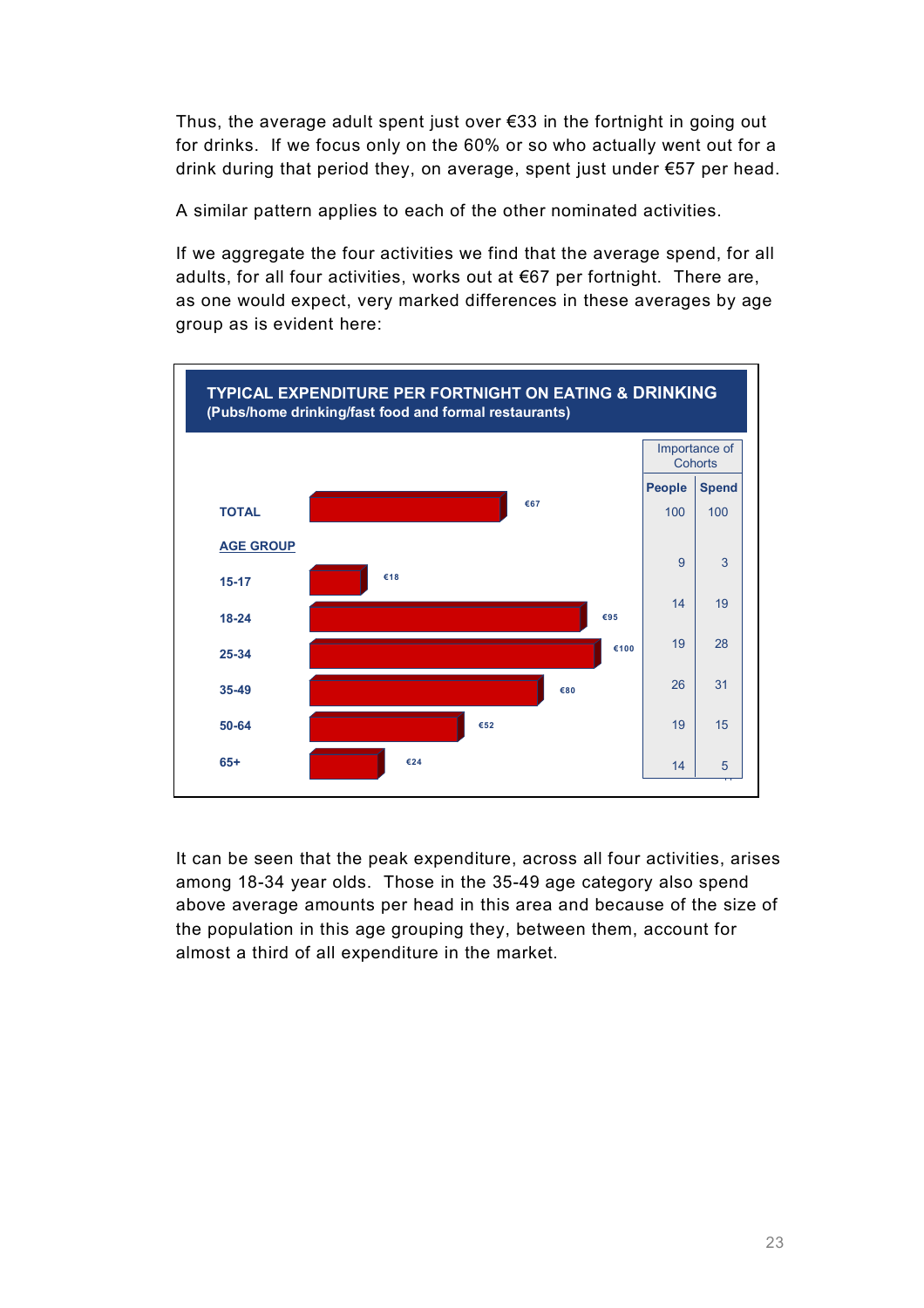Thus, the average adult spent just over €33 in the fortnight in going out for drinks. If we focus only on the 60% or so who actually went out for a drink during that period they, on average, spent just under €57 per head.

A similar pattern applies to each of the other nominated activities.

If we aggregate the four activities we find that the average spend, for all adults, for all four activities, works out at €67 per fortnight. There are, as one would expect, very marked differences in these averages by age group as is evident here:

**TYPICAL EXPENDITURE PER FORTNIGHT ON EATING & DRINKING**
**(Pubs/home drinking/fast food and formal restaurants)**

| | Expenditure | Importance of Cohorts: People | Importance of Cohorts: Spend |
|---|---|---|---|
| **TOTAL** | €67 | 100 | 100 |
| **AGE GROUP** | | | |
| 15-17 | €18 | 9 | 3 |
| 18-24 | €95 | 14 | 19 |
| 25-34 | €100 | 19 | 28 |
| 35-49 | €80 | 26 | 31 |
| 50-64 | €52 | 19 | 15 |
| 65+ | €24 | 14 | 5 |

It can be seen that the peak expenditure, across all four activities, arises among 18-34 year olds. Those in the 35-49 age category also spend above average amounts per head in this area and because of the size of the population in this age grouping they, between them, account for almost a third of all expenditure in the market.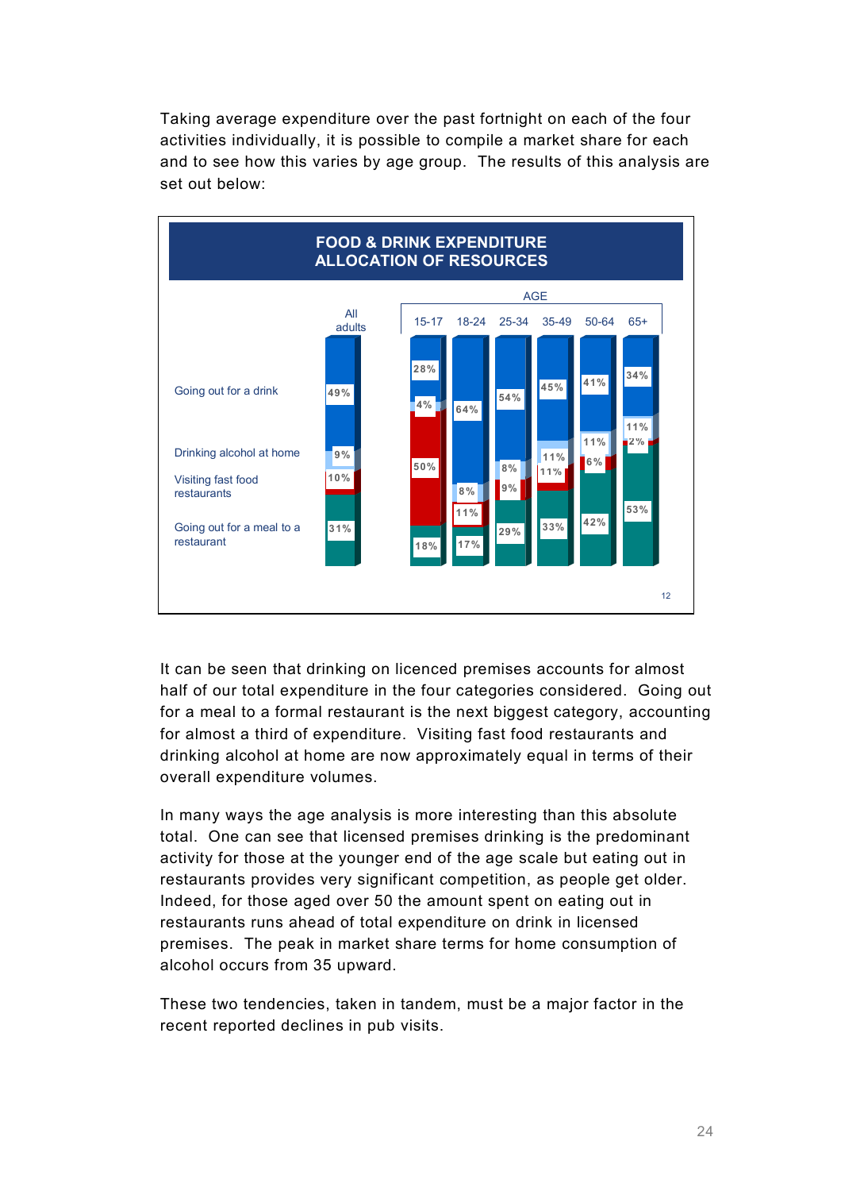Taking average expenditure over the past fortnight on each of the four activities individually, it is possible to compile a market share for each and to see how this varies by age group. The results of this analysis are set out below:

FOOD & DRINK EXPENDITURE
ALLOCATION OF RESOURCES

AGE

All adults
15-17
18-24
25-34
35-49
50-64
65+

Going out for a drink
Drinking alcohol at home
Visiting fast food restaurants
Going out for a meal to a restaurant

All adults: 49%, 9%, 10%, 31%
15-17: 28%, 4%, 50%, 18%
18-24: 64%, 8%, 11%, 17%
25-34: 54%, 8%, 9%, 29%
35-49: 45%, 11%, 11%, 33%
50-64: 41%, 11%, 6%, 42%
65+: 34%, 11%, 2%, 53%

12

It can be seen that drinking on licenced premises accounts for almost half of our total expenditure in the four categories considered. Going out for a meal to a formal restaurant is the next biggest category, accounting for almost a third of expenditure. Visiting fast food restaurants and drinking alcohol at home are now approximately equal in terms of their overall expenditure volumes.

In many ways the age analysis is more interesting than this absolute total. One can see that licensed premises drinking is the predominant activity for those at the younger end of the age scale but eating out in restaurants provides very significant competition, as people get older. Indeed, for those aged over 50 the amount spent on eating out in restaurants runs ahead of total expenditure on drink in licensed premises. The peak in market share terms for home consumption of alcohol occurs from 35 upward.

These two tendencies, taken in tandem, must be a major factor in the recent reported declines in pub visits.